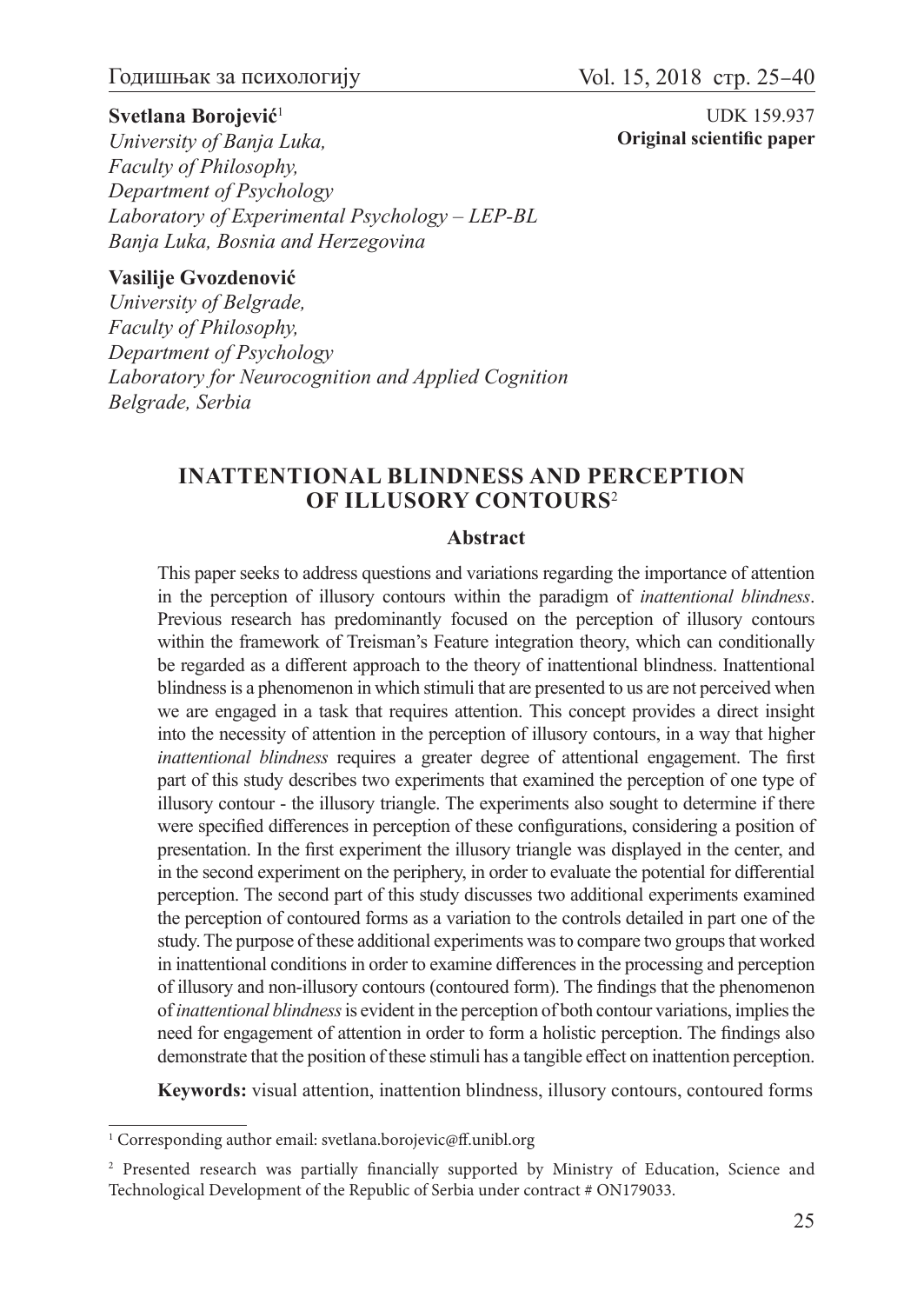**Svetlana Borojević**[1]
*University of Banja Luka,*
*Faculty of Philosophy,*
*Department of Psychology*
*Laboratory of Experimental Psychology – LEP-BL*
*Banja Luka, Bosnia and Herzegovina*

UDK 159.937
**Original scientific paper**

**Vasilije Gvozdenović**
*University of Belgrade,*
*Faculty of Philosophy,*
*Department of Psychology*
*Laboratory for Neurocognition and Applied Cognition*
*Belgrade, Serbia*

# INATTENTIONAL BLINDNESS AND PERCEPTION OF ILLUSORY CONTOURS[2]

## Abstract

This paper seeks to address questions and variations regarding the importance of attention in the perception of illusory contours within the paradigm of *inattentional blindness*. Previous research has predominantly focused on the perception of illusory contours within the framework of Treisman's Feature integration theory, which can conditionally be regarded as a different approach to the theory of inattentional blindness. Inattentional blindness is a phenomenon in which stimuli that are presented to us are not perceived when we are engaged in a task that requires attention. This concept provides a direct insight into the necessity of attention in the perception of illusory contours, in a way that higher *inattentional blindness* requires a greater degree of attentional engagement. The first part of this study describes two experiments that examined the perception of one type of illusory contour - the illusory triangle. The experiments also sought to determine if there were specified differences in perception of these configurations, considering a position of presentation. In the first experiment the illusory triangle was displayed in the center, and in the second experiment on the periphery, in order to evaluate the potential for differential perception. The second part of this study discusses two additional experiments examined the perception of contoured forms as a variation to the controls detailed in part one of the study. The purpose of these additional experiments was to compare two groups that worked in inattentional conditions in order to examine differences in the processing and perception of illusory and non-illusory contours (contoured form). The findings that the phenomenon of *inattentional blindness* is evident in the perception of both contour variations, implies the need for engagement of attention in order to form a holistic perception. The findings also demonstrate that the position of these stimuli has a tangible effect on inattention perception.

**Keywords:** visual attention, inattention blindness, illusory contours, contoured forms

---

[1] Corresponding author email: svetlana.borojevic@ff.unibl.org

[2] Presented research was partially financially supported by Ministry of Education, Science and Technological Development of the Republic of Serbia under contract # ON179033.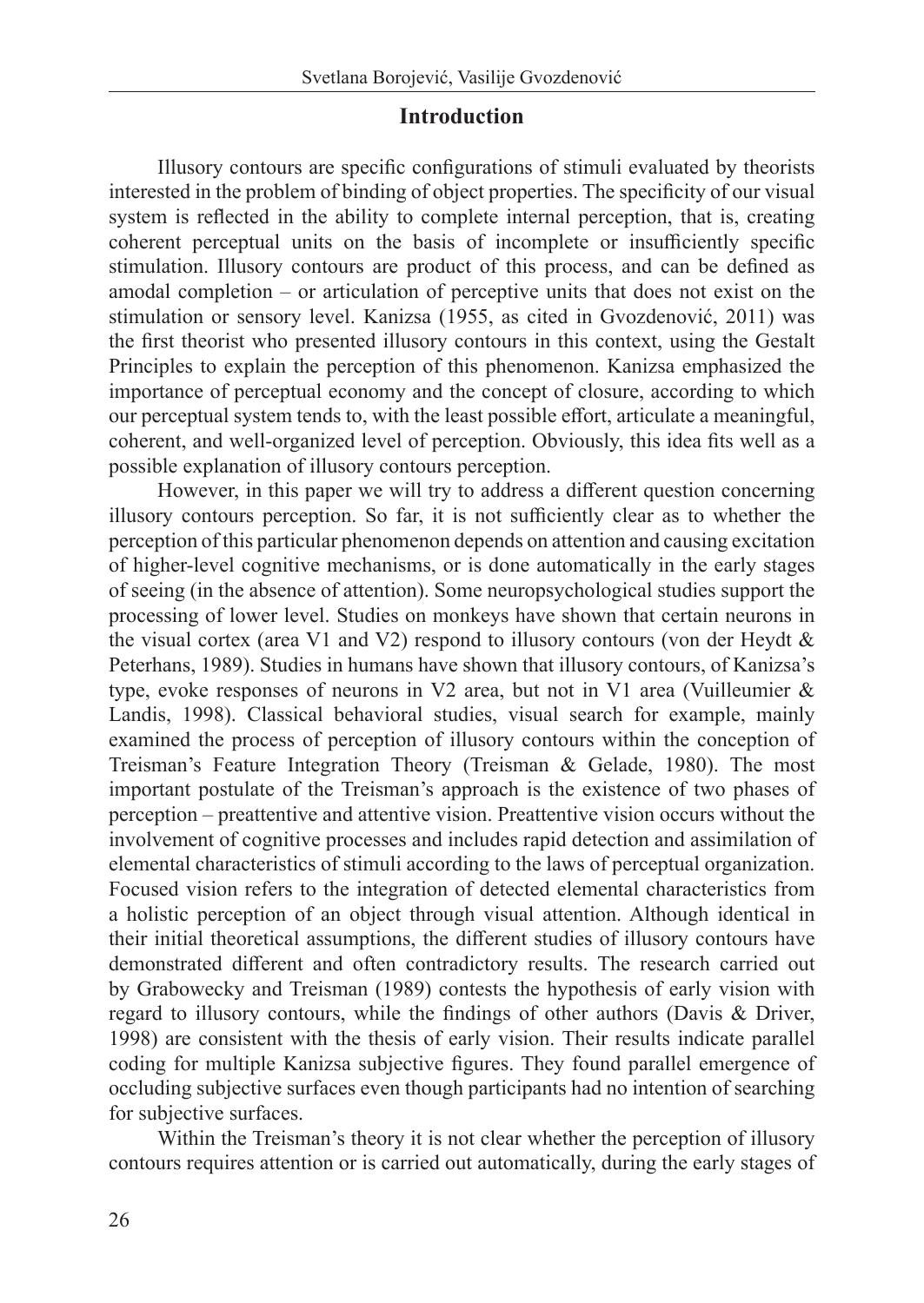## Introduction

Illusory contours are specific configurations of stimuli evaluated by theorists interested in the problem of binding of object properties. The specificity of our visual system is reflected in the ability to complete internal perception, that is, creating coherent perceptual units on the basis of incomplete or insufficiently specific stimulation. Illusory contours are product of this process, and can be defined as amodal completion – or articulation of perceptive units that does not exist on the stimulation or sensory level. Kanizsa (1955, as cited in Gvozdenović, 2011) was the first theorist who presented illusory contours in this context, using the Gestalt Principles to explain the perception of this phenomenon. Kanizsa emphasized the importance of perceptual economy and the concept of closure, according to which our perceptual system tends to, with the least possible effort, articulate a meaningful, coherent, and well-organized level of perception. Obviously, this idea fits well as a possible explanation of illusory contours perception.

However, in this paper we will try to address a different question concerning illusory contours perception. So far, it is not sufficiently clear as to whether the perception of this particular phenomenon depends on attention and causing excitation of higher-level cognitive mechanisms, or is done automatically in the early stages of seeing (in the absence of attention). Some neuropsychological studies support the processing of lower level. Studies on monkeys have shown that certain neurons in the visual cortex (area V1 and V2) respond to illusory contours (von der Heydt & Peterhans, 1989). Studies in humans have shown that illusory contours, of Kanizsa's type, evoke responses of neurons in V2 area, but not in V1 area (Vuilleumier & Landis, 1998). Classical behavioral studies, visual search for example, mainly examined the process of perception of illusory contours within the conception of Treisman's Feature Integration Theory (Treisman & Gelade, 1980). The most important postulate of the Treisman's approach is the existence of two phases of perception – preattentive and attentive vision. Preattentive vision occurs without the involvement of cognitive processes and includes rapid detection and assimilation of elemental characteristics of stimuli according to the laws of perceptual organization. Focused vision refers to the integration of detected elemental characteristics from a holistic perception of an object through visual attention. Although identical in their initial theoretical assumptions, the different studies of illusory contours have demonstrated different and often contradictory results. The research carried out by Grabowecky and Treisman (1989) contests the hypothesis of early vision with regard to illusory contours, while the findings of other authors (Davis & Driver, 1998) are consistent with the thesis of early vision. Their results indicate parallel coding for multiple Kanizsa subjective figures. They found parallel emergence of occluding subjective surfaces even though participants had no intention of searching for subjective surfaces.

Within the Treisman's theory it is not clear whether the perception of illusory contours requires attention or is carried out automatically, during the early stages of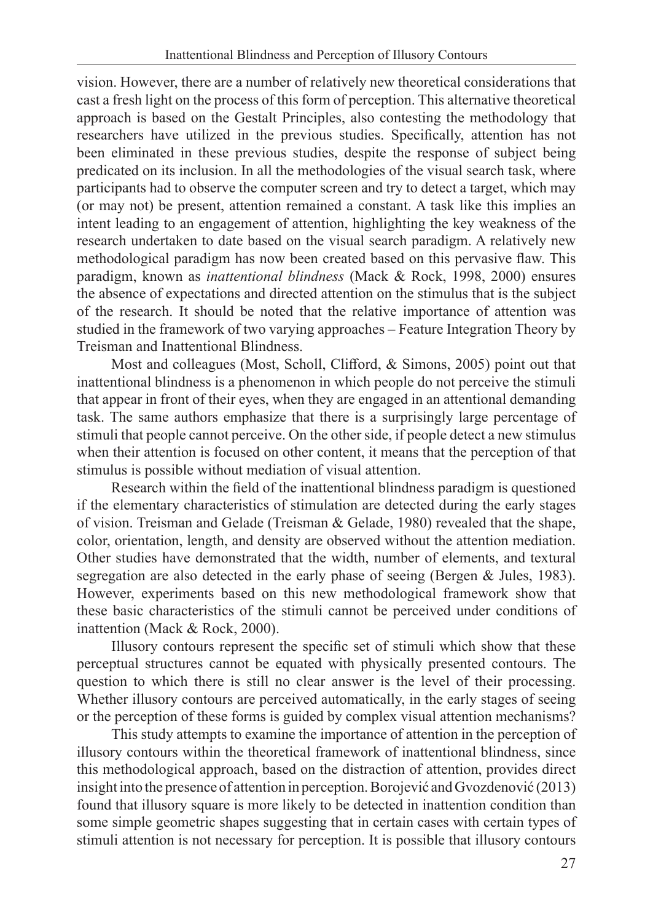vision. However, there are a number of relatively new theoretical considerations that cast a fresh light on the process of this form of perception. This alternative theoretical approach is based on the Gestalt Principles, also contesting the methodology that researchers have utilized in the previous studies. Specifically, attention has not been eliminated in these previous studies, despite the response of subject being predicated on its inclusion. In all the methodologies of the visual search task, where participants had to observe the computer screen and try to detect a target, which may (or may not) be present, attention remained a constant. A task like this implies an intent leading to an engagement of attention, highlighting the key weakness of the research undertaken to date based on the visual search paradigm. A relatively new methodological paradigm has now been created based on this pervasive flaw. This paradigm, known as *inattentional blindness* (Mack & Rock, 1998, 2000) ensures the absence of expectations and directed attention on the stimulus that is the subject of the research. It should be noted that the relative importance of attention was studied in the framework of two varying approaches – Feature Integration Theory by Treisman and Inattentional Blindness.

Most and colleagues (Most, Scholl, Clifford, & Simons, 2005) point out that inattentional blindness is a phenomenon in which people do not perceive the stimuli that appear in front of their eyes, when they are engaged in an attentional demanding task. The same authors emphasize that there is a surprisingly large percentage of stimuli that people cannot perceive. On the other side, if people detect a new stimulus when their attention is focused on other content, it means that the perception of that stimulus is possible without mediation of visual attention.

Research within the field of the inattentional blindness paradigm is questioned if the elementary characteristics of stimulation are detected during the early stages of vision. Treisman and Gelade (Treisman & Gelade, 1980) revealed that the shape, color, orientation, length, and density are observed without the attention mediation. Other studies have demonstrated that the width, number of elements, and textural segregation are also detected in the early phase of seeing (Bergen & Jules, 1983). However, experiments based on this new methodological framework show that these basic characteristics of the stimuli cannot be perceived under conditions of inattention (Mack & Rock, 2000).

Illusory contours represent the specific set of stimuli which show that these perceptual structures cannot be equated with physically presented contours. The question to which there is still no clear answer is the level of their processing. Whether illusory contours are perceived automatically, in the early stages of seeing or the perception of these forms is guided by complex visual attention mechanisms?

This study attempts to examine the importance of attention in the perception of illusory contours within the theoretical framework of inattentional blindness, since this methodological approach, based on the distraction of attention, provides direct insight into the presence of attention in perception. Borojević and Gvozdenović (2013) found that illusory square is more likely to be detected in inattention condition than some simple geometric shapes suggesting that in certain cases with certain types of stimuli attention is not necessary for perception. It is possible that illusory contours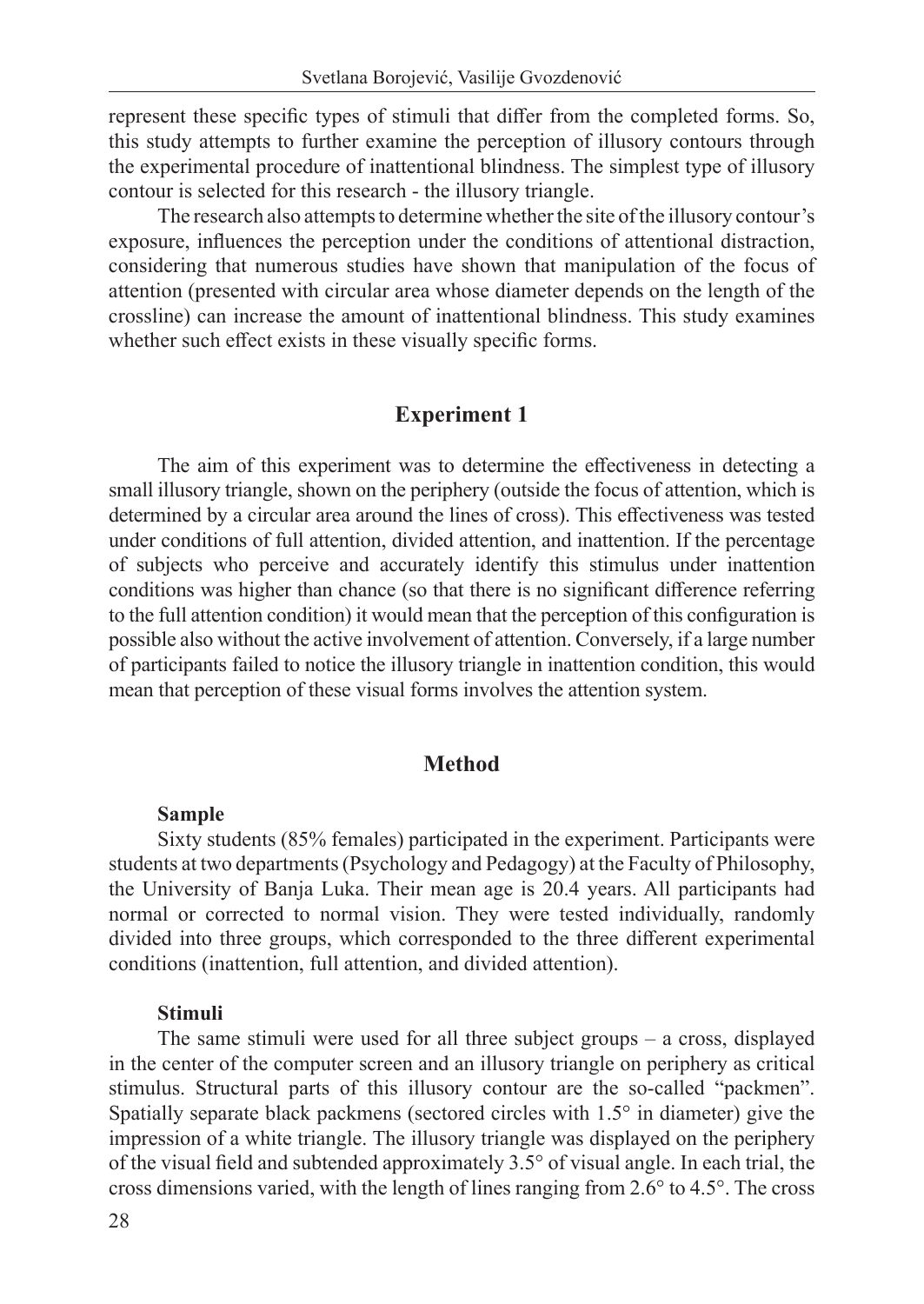represent these specific types of stimuli that differ from the completed forms. So, this study attempts to further examine the perception of illusory contours through the experimental procedure of inattentional blindness. The simplest type of illusory contour is selected for this research - the illusory triangle.

The research also attempts to determine whether the site of the illusory contour's exposure, influences the perception under the conditions of attentional distraction, considering that numerous studies have shown that manipulation of the focus of attention (presented with circular area whose diameter depends on the length of the crossline) can increase the amount of inattentional blindness. This study examines whether such effect exists in these visually specific forms.

## Experiment 1

The aim of this experiment was to determine the effectiveness in detecting a small illusory triangle, shown on the periphery (outside the focus of attention, which is determined by a circular area around the lines of cross). This effectiveness was tested under conditions of full attention, divided attention, and inattention. If the percentage of subjects who perceive and accurately identify this stimulus under inattention conditions was higher than chance (so that there is no significant difference referring to the full attention condition) it would mean that the perception of this configuration is possible also without the active involvement of attention. Conversely, if a large number of participants failed to notice the illusory triangle in inattention condition, this would mean that perception of these visual forms involves the attention system.

## Method

### Sample

Sixty students (85% females) participated in the experiment. Participants were students at two departments (Psychology and Pedagogy) at the Faculty of Philosophy, the University of Banja Luka. Their mean age is 20.4 years. All participants had normal or corrected to normal vision. They were tested individually, randomly divided into three groups, which corresponded to the three different experimental conditions (inattention, full attention, and divided attention).

### Stimuli

The same stimuli were used for all three subject groups – a cross, displayed in the center of the computer screen and an illusory triangle on periphery as critical stimulus. Structural parts of this illusory contour are the so-called "packmen". Spatially separate black packmens (sectored circles with 1.5° in diameter) give the impression of a white triangle. The illusory triangle was displayed on the periphery of the visual field and subtended approximately 3.5° of visual angle. In each trial, the cross dimensions varied, with the length of lines ranging from 2.6° to 4.5°. The cross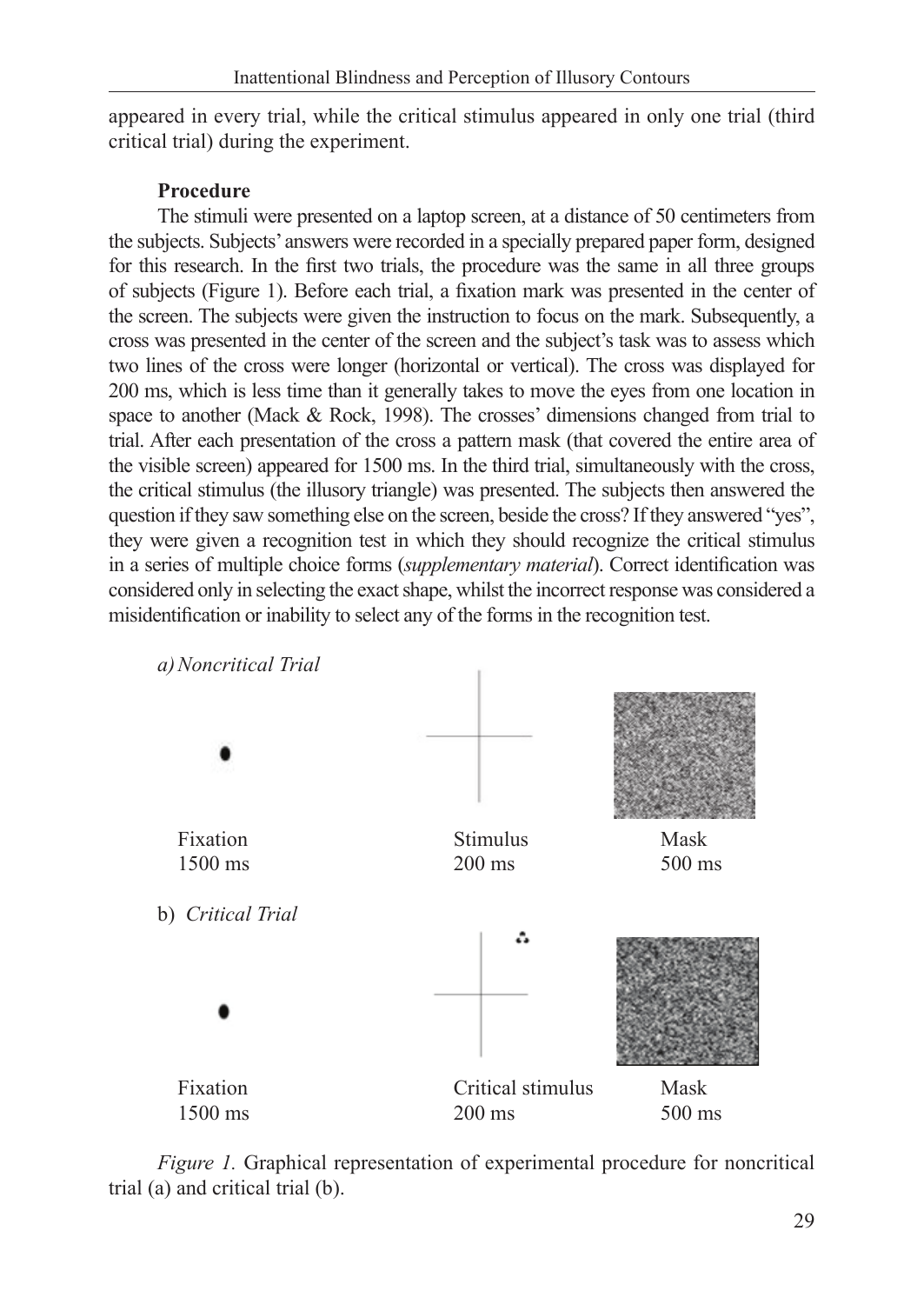appeared in every trial, while the critical stimulus appeared in only one trial (third critical trial) during the experiment.

**Procedure**

The stimuli were presented on a laptop screen, at a distance of 50 centimeters from the subjects. Subjects' answers were recorded in a specially prepared paper form, designed for this research. In the first two trials, the procedure was the same in all three groups of subjects (Figure 1). Before each trial, a fixation mark was presented in the center of the screen. The subjects were given the instruction to focus on the mark. Subsequently, a cross was presented in the center of the screen and the subject's task was to assess which two lines of the cross were longer (horizontal or vertical). The cross was displayed for 200 ms, which is less time than it generally takes to move the eyes from one location in space to another (Mack & Rock, 1998). The crosses' dimensions changed from trial to trial. After each presentation of the cross a pattern mask (that covered the entire area of the visible screen) appeared for 1500 ms. In the third trial, simultaneously with the cross, the critical stimulus (the illusory triangle) was presented. The subjects then answered the question if they saw something else on the screen, beside the cross? If they answered "yes", they were given a recognition test in which they should recognize the critical stimulus in a series of multiple choice forms (*supplementary material*). Correct identification was considered only in selecting the exact shape, whilst the incorrect response was considered a misidentification or inability to select any of the forms in the recognition test.

*a) Noncritical Trial*

Fixation 1500 ms — Stimulus 200 ms — Mask 500 ms

b) *Critical Trial*

Fixation 1500 ms — Critical stimulus 200 ms — Mask 500 ms

*Figure 1.* Graphical representation of experimental procedure for noncritical trial (a) and critical trial (b).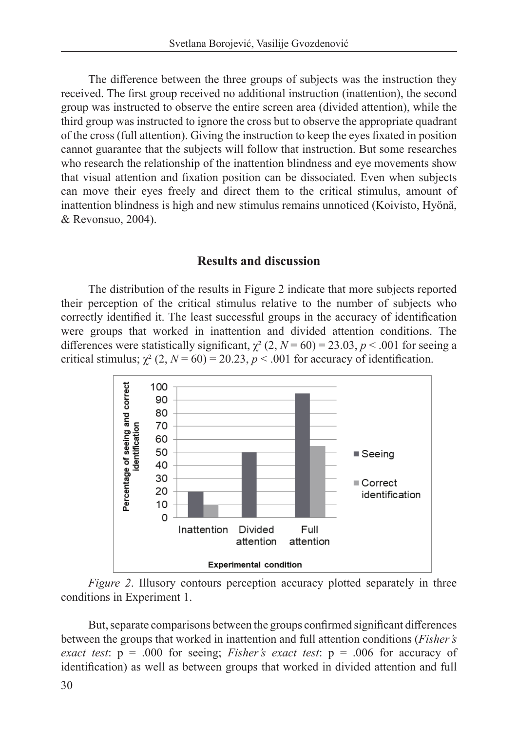The difference between the three groups of subjects was the instruction they received. The first group received no additional instruction (inattention), the second group was instructed to observe the entire screen area (divided attention), while the third group was instructed to ignore the cross but to observe the appropriate quadrant of the cross (full attention). Giving the instruction to keep the eyes fixated in position cannot guarantee that the subjects will follow that instruction. But some researches who research the relationship of the inattention blindness and eye movements show that visual attention and fixation position can be dissociated. Even when subjects can move their eyes freely and direct them to the critical stimulus, amount of inattention blindness is high and new stimulus remains unnoticed (Koivisto, Hyönä, & Revonsuo, 2004).

## Results and discussion

The distribution of the results in Figure 2 indicate that more subjects reported their perception of the critical stimulus relative to the number of subjects who correctly identified it. The least successful groups in the accuracy of identification were groups that worked in inattention and divided attention conditions. The differences were statistically significant, $\chi^2$ (2, $N = 60$) = 23.03, $p < .001$ for seeing a critical stimulus; $\chi^2$ (2, $N = 60$) = 20.23, $p < .001$ for accuracy of identification.

*Figure 2*. Illusory contours perception accuracy plotted separately in three conditions in Experiment 1.

But, separate comparisons between the groups confirmed significant differences between the groups that worked in inattention and full attention conditions (*Fisher's exact test*: p = .000 for seeing; *Fisher's exact test*: p = .006 for accuracy of identification) as well as between groups that worked in divided attention and full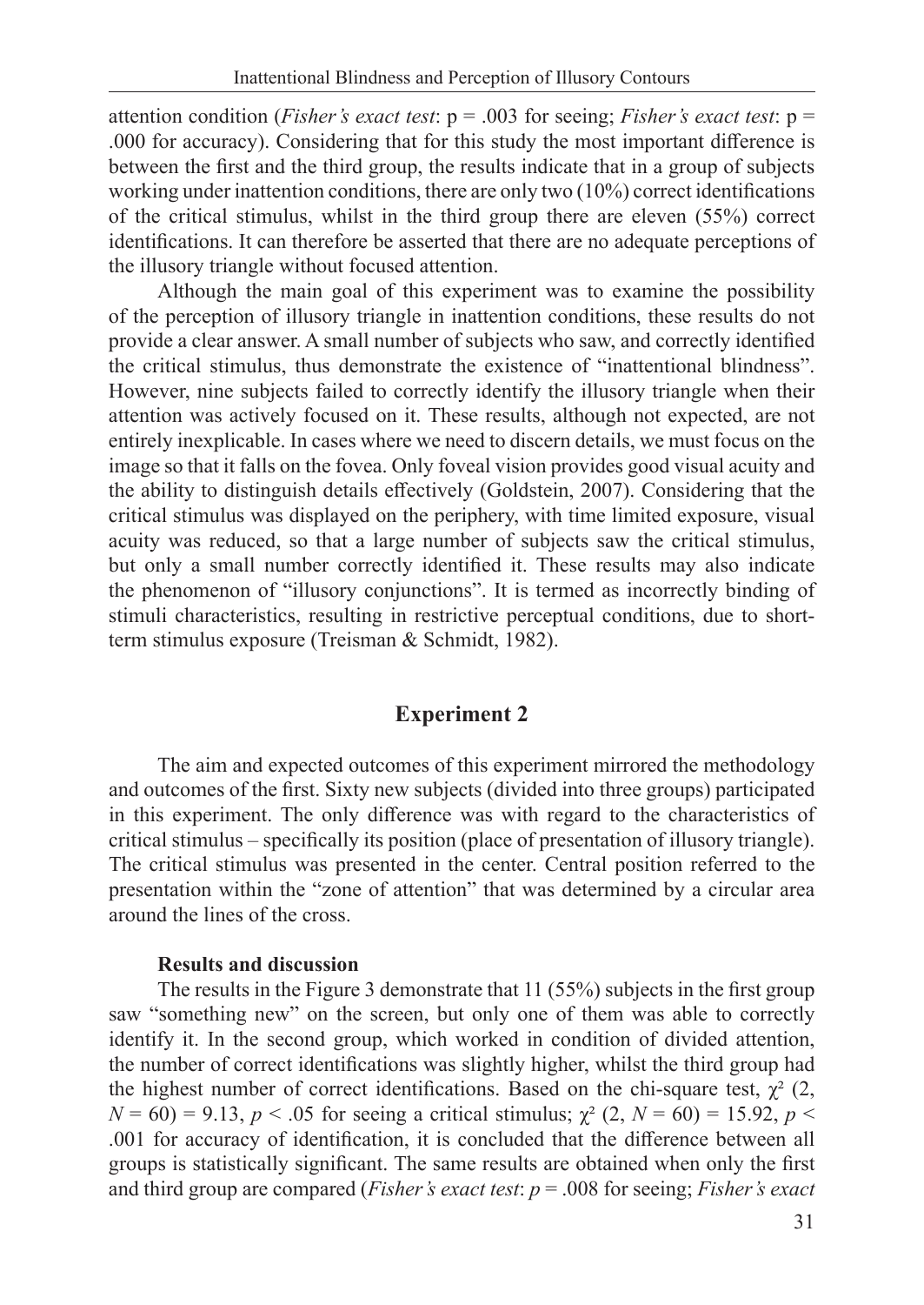attention condition (*Fisher's exact test*: p = .003 for seeing; *Fisher's exact test*: p = .000 for accuracy). Considering that for this study the most important difference is between the first and the third group, the results indicate that in a group of subjects working under inattention conditions, there are only two (10%) correct identifications of the critical stimulus, whilst in the third group there are eleven (55%) correct identifications. It can therefore be asserted that there are no adequate perceptions of the illusory triangle without focused attention.

Although the main goal of this experiment was to examine the possibility of the perception of illusory triangle in inattention conditions, these results do not provide a clear answer. A small number of subjects who saw, and correctly identified the critical stimulus, thus demonstrate the existence of "inattentional blindness". However, nine subjects failed to correctly identify the illusory triangle when their attention was actively focused on it. These results, although not expected, are not entirely inexplicable. In cases where we need to discern details, we must focus on the image so that it falls on the fovea. Only foveal vision provides good visual acuity and the ability to distinguish details effectively (Goldstein, 2007). Considering that the critical stimulus was displayed on the periphery, with time limited exposure, visual acuity was reduced, so that a large number of subjects saw the critical stimulus, but only a small number correctly identified it. These results may also indicate the phenomenon of "illusory conjunctions". It is termed as incorrectly binding of stimuli characteristics, resulting in restrictive perceptual conditions, due to short-term stimulus exposure (Treisman & Schmidt, 1982).

## Experiment 2

The aim and expected outcomes of this experiment mirrored the methodology and outcomes of the first. Sixty new subjects (divided into three groups) participated in this experiment. The only difference was with regard to the characteristics of critical stimulus – specifically its position (place of presentation of illusory triangle). The critical stimulus was presented in the center. Central position referred to the presentation within the "zone of attention" that was determined by a circular area around the lines of the cross.

### Results and discussion

The results in the Figure 3 demonstrate that 11 (55%) subjects in the first group saw "something new" on the screen, but only one of them was able to correctly identify it. In the second group, which worked in condition of divided attention, the number of correct identifications was slightly higher, whilst the third group had the highest number of correct identifications. Based on the chi-square test, $\chi^2$ (2, $N = 60$) = 9.13, $p < .05$ for seeing a critical stimulus; $\chi^2$ (2, $N = 60$) = 15.92, $p < .001$ for accuracy of identification, it is concluded that the difference between all groups is statistically significant. The same results are obtained when only the first and third group are compared (*Fisher's exact test*: $p = .008$ for seeing; *Fisher's exact*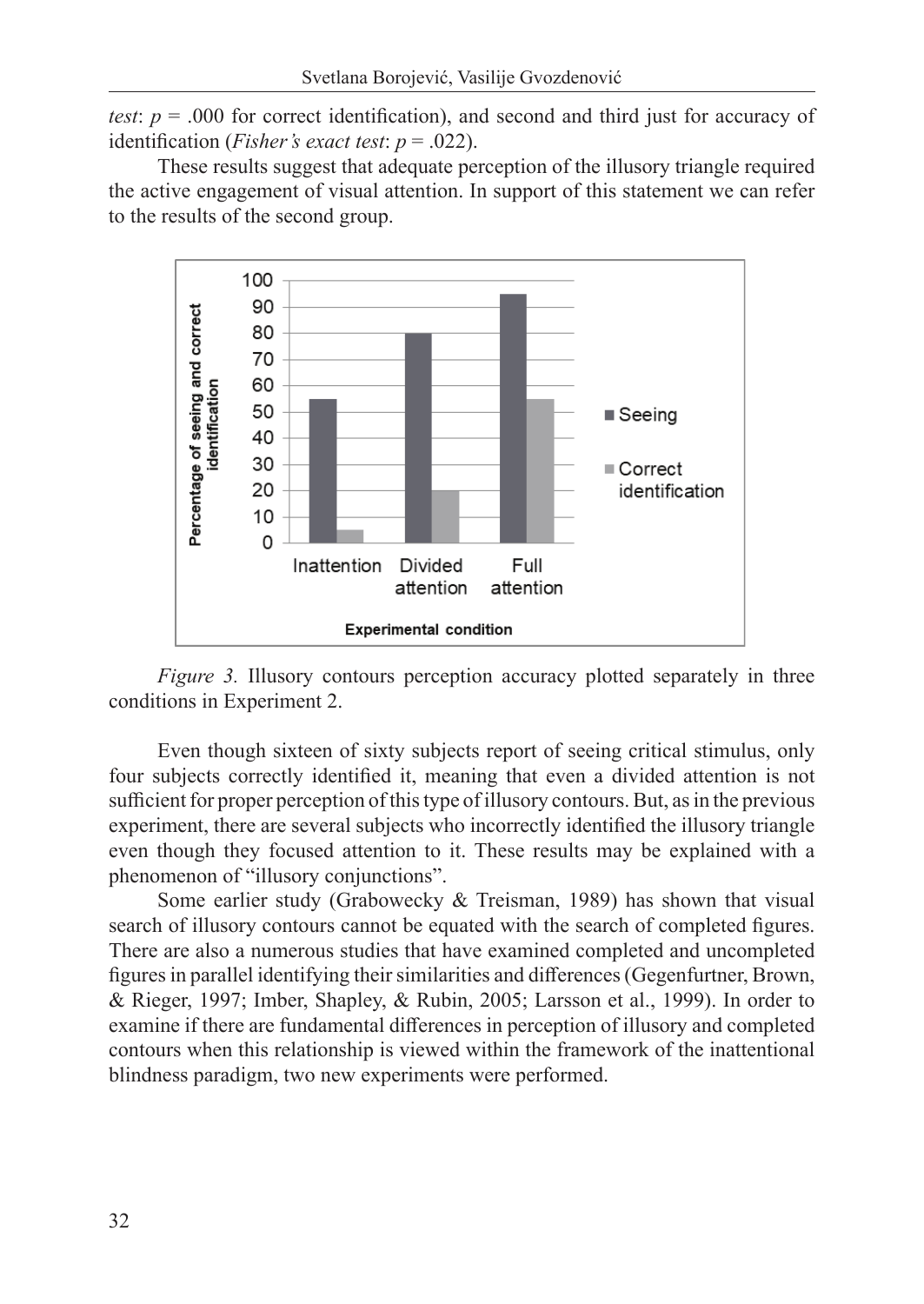*test*: $p = .000$ for correct identification), and second and third just for accuracy of identification (*Fisher's exact test*: $p = .022$).

These results suggest that adequate perception of the illusory triangle required the active engagement of visual attention. In support of this statement we can refer to the results of the second group.

*Figure 3.* Illusory contours perception accuracy plotted separately in three conditions in Experiment 2.

Even though sixteen of sixty subjects report of seeing critical stimulus, only four subjects correctly identified it, meaning that even a divided attention is not sufficient for proper perception of this type of illusory contours. But, as in the previous experiment, there are several subjects who incorrectly identified the illusory triangle even though they focused attention to it. These results may be explained with a phenomenon of "illusory conjunctions".

Some earlier study (Grabowecky & Treisman, 1989) has shown that visual search of illusory contours cannot be equated with the search of completed figures. There are also a numerous studies that have examined completed and uncompleted figures in parallel identifying their similarities and differences (Gegenfurtner, Brown, & Rieger, 1997; Imber, Shapley, & Rubin, 2005; Larsson et al., 1999). In order to examine if there are fundamental differences in perception of illusory and completed contours when this relationship is viewed within the framework of the inattentional blindness paradigm, two new experiments were performed.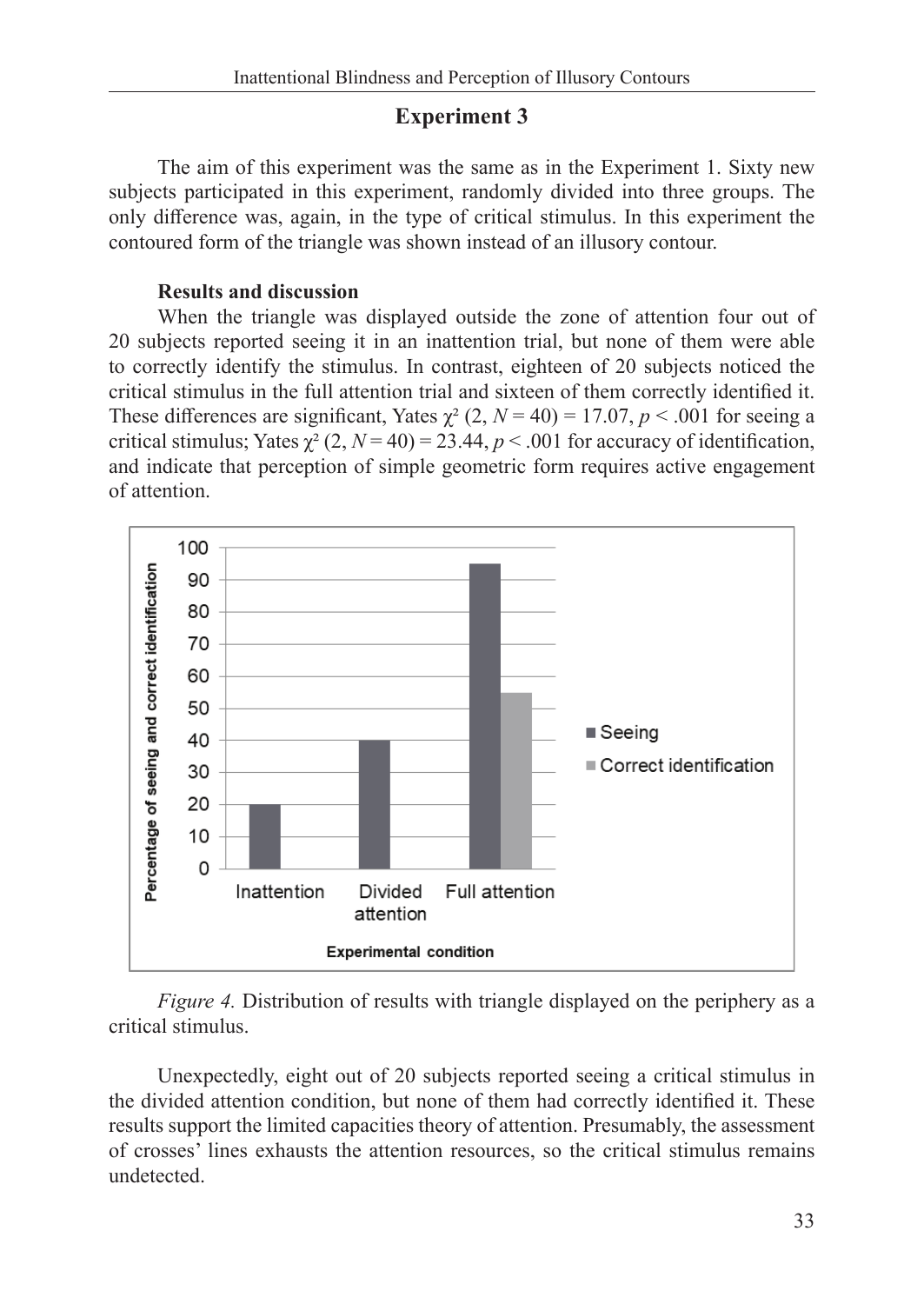## Experiment 3

The aim of this experiment was the same as in the Experiment 1. Sixty new subjects participated in this experiment, randomly divided into three groups. The only difference was, again, in the type of critical stimulus. In this experiment the contoured form of the triangle was shown instead of an illusory contour.

### Results and discussion

When the triangle was displayed outside the zone of attention four out of 20 subjects reported seeing it in an inattention trial, but none of them were able to correctly identify the stimulus. In contrast, eighteen of 20 subjects noticed the critical stimulus in the full attention trial and sixteen of them correctly identified it. These differences are significant, Yates $\chi^2$ (2, $N = 40$) = 17.07, $p < .001$ for seeing a critical stimulus; Yates $\chi^2$ (2, $N = 40$) = 23.44, $p < .001$ for accuracy of identification, and indicate that perception of simple geometric form requires active engagement of attention.

*Figure 4.* Distribution of results with triangle displayed on the periphery as a critical stimulus.

Unexpectedly, eight out of 20 subjects reported seeing a critical stimulus in the divided attention condition, but none of them had correctly identified it. These results support the limited capacities theory of attention. Presumably, the assessment of crosses' lines exhausts the attention resources, so the critical stimulus remains undetected.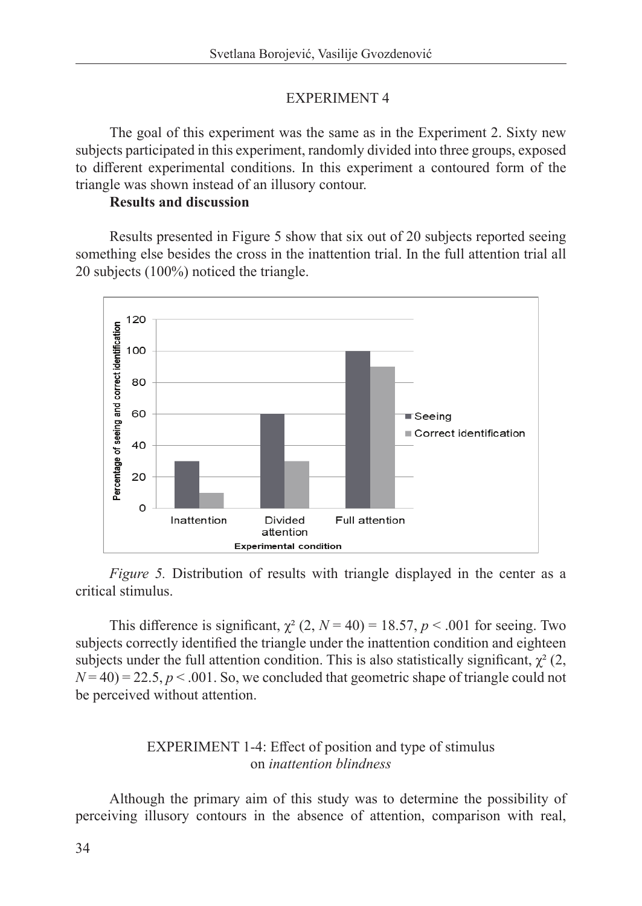## EXPERIMENT 4

The goal of this experiment was the same as in the Experiment 2. Sixty new subjects participated in this experiment, randomly divided into three groups, exposed to different experimental conditions. In this experiment a contoured form of the triangle was shown instead of an illusory contour.

**Results and discussion**

Results presented in Figure 5 show that six out of 20 subjects reported seeing something else besides the cross in the inattention trial. In the full attention trial all 20 subjects (100%) noticed the triangle.

*Figure 5.* Distribution of results with triangle displayed in the center as a critical stimulus.

This difference is significant, $\chi^2$ (2, $N$ = 40) = 18.57, $p$ < .001 for seeing. Two subjects correctly identified the triangle under the inattention condition and eighteen subjects under the full attention condition. This is also statistically significant, $\chi^2$ (2, $N$ = 40) = 22.5, $p$ < .001. So, we concluded that geometric shape of triangle could not be perceived without attention.

## EXPERIMENT 1-4: Effect of position and type of stimulus on *inattention blindness*

Although the primary aim of this study was to determine the possibility of perceiving illusory contours in the absence of attention, comparison with real,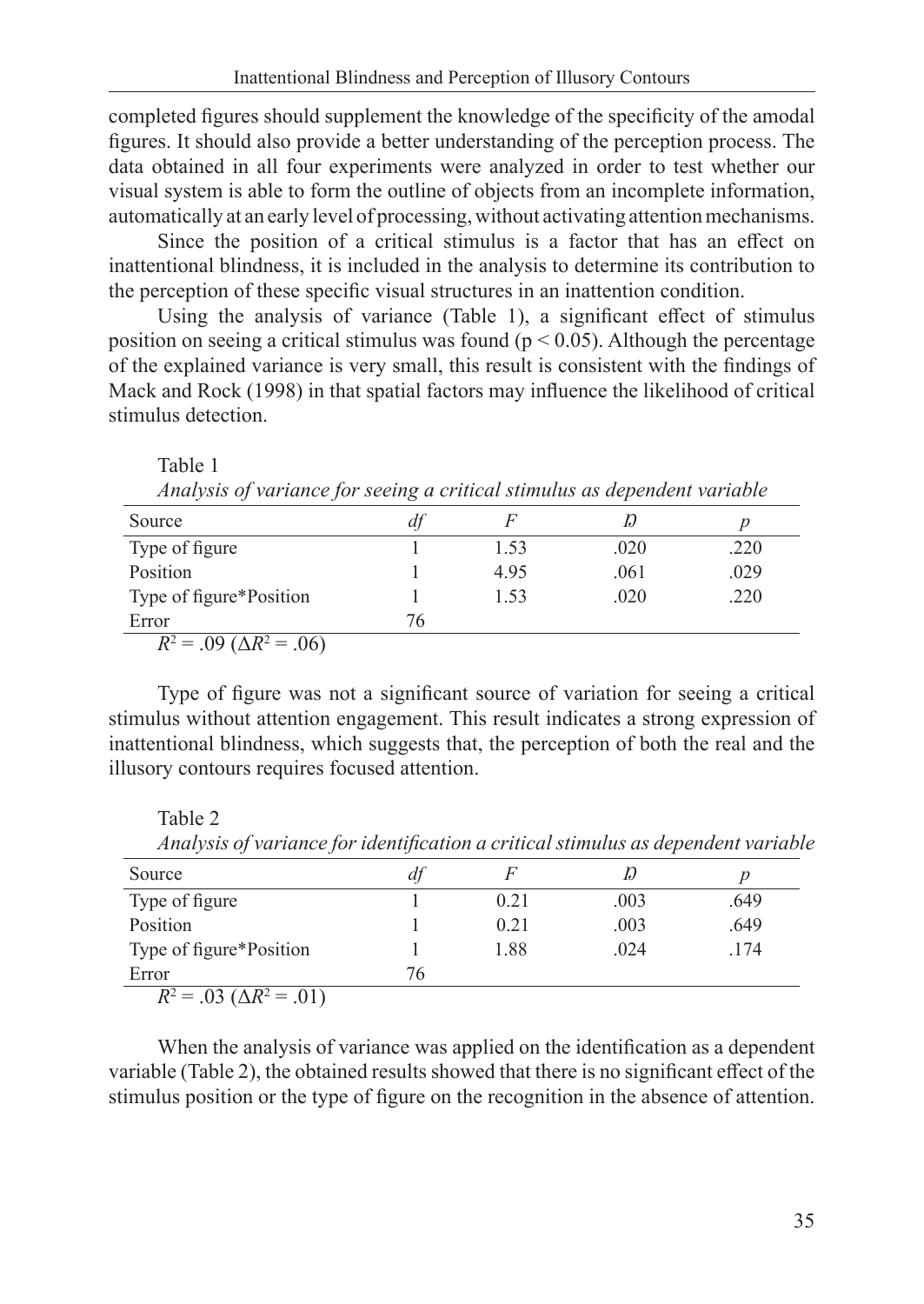completed figures should supplement the knowledge of the specificity of the amodal figures. It should also provide a better understanding of the perception process. The data obtained in all four experiments were analyzed in order to test whether our visual system is able to form the outline of objects from an incomplete information, automatically at an early level of processing, without activating attention mechanisms.

Since the position of a critical stimulus is a factor that has an effect on inattentional blindness, it is included in the analysis to determine its contribution to the perception of these specific visual structures in an inattention condition.

Using the analysis of variance (Table 1), a significant effect of stimulus position on seeing a critical stimulus was found ($p < 0.05$). Although the percentage of the explained variance is very small, this result is consistent with the findings of Mack and Rock (1998) in that spatial factors may influence the likelihood of critical stimulus detection.

Table 1

*Analysis of variance for seeing a critical stimulus as dependent variable*

| Source | *df* | *F* | $\eta$ | *p* |
|---|---|---|---|---|
| Type of figure | 1 | 1.53 | .020 | .220 |
| Position | 1 | 4.95 | .061 | .029 |
| Type of figure*Position | 1 | 1.53 | .020 | .220 |
| Error | 76 | | | |

$R^2 = .09$ ($\Delta R^2 = .06$)

Type of figure was not a significant source of variation for seeing a critical stimulus without attention engagement. This result indicates a strong expression of inattentional blindness, which suggests that, the perception of both the real and the illusory contours requires focused attention.

Table 2

*Analysis of variance for identification a critical stimulus as dependent variable*

| Source | *df* | *F* | $\eta$ | *p* |
|---|---|---|---|---|
| Type of figure | 1 | 0.21 | .003 | .649 |
| Position | 1 | 0.21 | .003 | .649 |
| Type of figure*Position | 1 | 1.88 | .024 | .174 |
| Error | 76 | | | |

$R^2 = .03$ ($\Delta R^2 = .01$)

When the analysis of variance was applied on the identification as a dependent variable (Table 2), the obtained results showed that there is no significant effect of the stimulus position or the type of figure on the recognition in the absence of attention.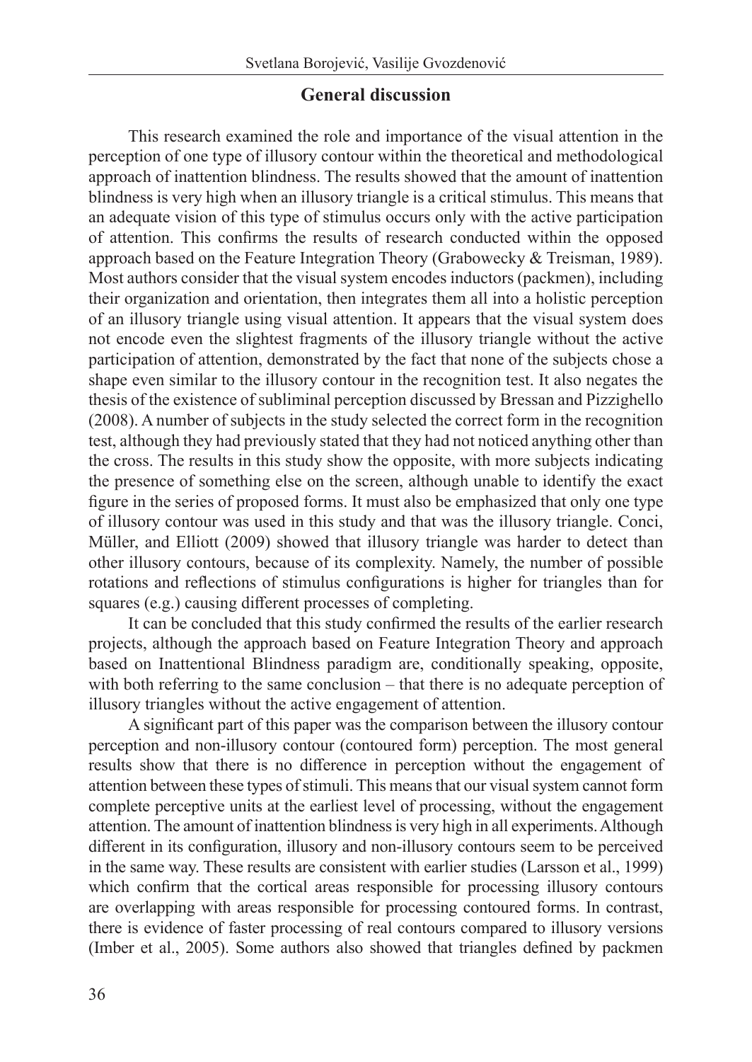## General discussion

This research examined the role and importance of the visual attention in the perception of one type of illusory contour within the theoretical and methodological approach of inattention blindness. The results showed that the amount of inattention blindness is very high when an illusory triangle is a critical stimulus. This means that an adequate vision of this type of stimulus occurs only with the active participation of attention. This confirms the results of research conducted within the opposed approach based on the Feature Integration Theory (Grabowecky & Treisman, 1989). Most authors consider that the visual system encodes inductors (packmen), including their organization and orientation, then integrates them all into a holistic perception of an illusory triangle using visual attention. It appears that the visual system does not encode even the slightest fragments of the illusory triangle without the active participation of attention, demonstrated by the fact that none of the subjects chose a shape even similar to the illusory contour in the recognition test. It also negates the thesis of the existence of subliminal perception discussed by Bressan and Pizzighello (2008). A number of subjects in the study selected the correct form in the recognition test, although they had previously stated that they had not noticed anything other than the cross. The results in this study show the opposite, with more subjects indicating the presence of something else on the screen, although unable to identify the exact figure in the series of proposed forms. It must also be emphasized that only one type of illusory contour was used in this study and that was the illusory triangle. Conci, Müller, and Elliott (2009) showed that illusory triangle was harder to detect than other illusory contours, because of its complexity. Namely, the number of possible rotations and reflections of stimulus configurations is higher for triangles than for squares (e.g.) causing different processes of completing.

It can be concluded that this study confirmed the results of the earlier research projects, although the approach based on Feature Integration Theory and approach based on Inattentional Blindness paradigm are, conditionally speaking, opposite, with both referring to the same conclusion – that there is no adequate perception of illusory triangles without the active engagement of attention.

A significant part of this paper was the comparison between the illusory contour perception and non-illusory contour (contoured form) perception. The most general results show that there is no difference in perception without the engagement of attention between these types of stimuli. This means that our visual system cannot form complete perceptive units at the earliest level of processing, without the engagement attention. The amount of inattention blindness is very high in all experiments. Although different in its configuration, illusory and non-illusory contours seem to be perceived in the same way. These results are consistent with earlier studies (Larsson et al., 1999) which confirm that the cortical areas responsible for processing illusory contours are overlapping with areas responsible for processing contoured forms. In contrast, there is evidence of faster processing of real contours compared to illusory versions (Imber et al., 2005). Some authors also showed that triangles defined by packmen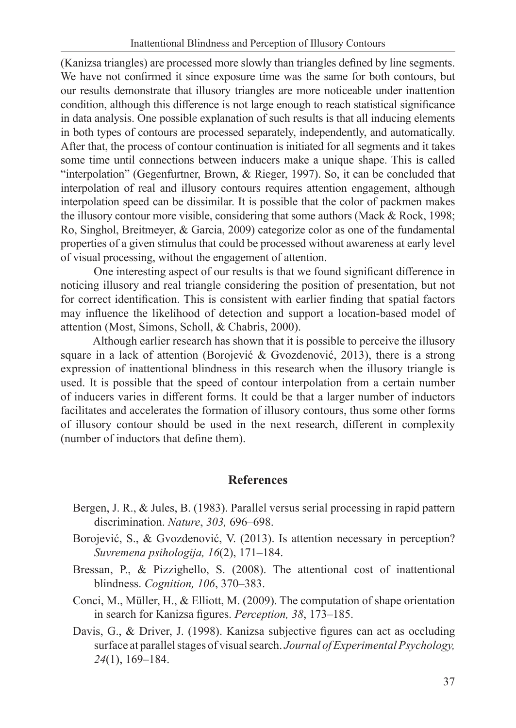(Kanizsa triangles) are processed more slowly than triangles defined by line segments. We have not confirmed it since exposure time was the same for both contours, but our results demonstrate that illusory triangles are more noticeable under inattention condition, although this difference is not large enough to reach statistical significance in data analysis. One possible explanation of such results is that all inducing elements in both types of contours are processed separately, independently, and automatically. After that, the process of contour continuation is initiated for all segments and it takes some time until connections between inducers make a unique shape. This is called "interpolation" (Gegenfurtner, Brown, & Rieger, 1997). So, it can be concluded that interpolation of real and illusory contours requires attention engagement, although interpolation speed can be dissimilar. It is possible that the color of packmen makes the illusory contour more visible, considering that some authors (Mack & Rock, 1998; Ro, Singhol, Breitmeyer, & Garcia, 2009) categorize color as one of the fundamental properties of a given stimulus that could be processed without awareness at early level of visual processing, without the engagement of attention.

One interesting aspect of our results is that we found significant difference in noticing illusory and real triangle considering the position of presentation, but not for correct identification. This is consistent with earlier finding that spatial factors may influence the likelihood of detection and support a location-based model of attention (Most, Simons, Scholl, & Chabris, 2000).

Although earlier research has shown that it is possible to perceive the illusory square in a lack of attention (Borojević & Gvozdenović, 2013), there is a strong expression of inattentional blindness in this research when the illusory triangle is used. It is possible that the speed of contour interpolation from a certain number of inducers varies in different forms. It could be that a larger number of inductors facilitates and accelerates the formation of illusory contours, thus some other forms of illusory contour should be used in the next research, different in complexity (number of inductors that define them).

## References

Bergen, J. R., & Jules, B. (1983). Parallel versus serial processing in rapid pattern discrimination. *Nature*, *303,* 696–698.

Borojević, S., & Gvozdenović, V. (2013). Is attention necessary in perception? *Suvremena psihologija, 16*(2), 171–184.

Bressan, P., & Pizzighello, S. (2008). The attentional cost of inattentional blindness. *Cognition, 106*, 370–383.

Conci, M., Müller, H., & Elliott, M. (2009). The computation of shape orientation in search for Kanizsa figures. *Perception, 38*, 173–185.

Davis, G., & Driver, J. (1998). Kanizsa subjective figures can act as occluding surface at parallel stages of visual search. *Journal of Experimental Psychology, 24*(1), 169–184.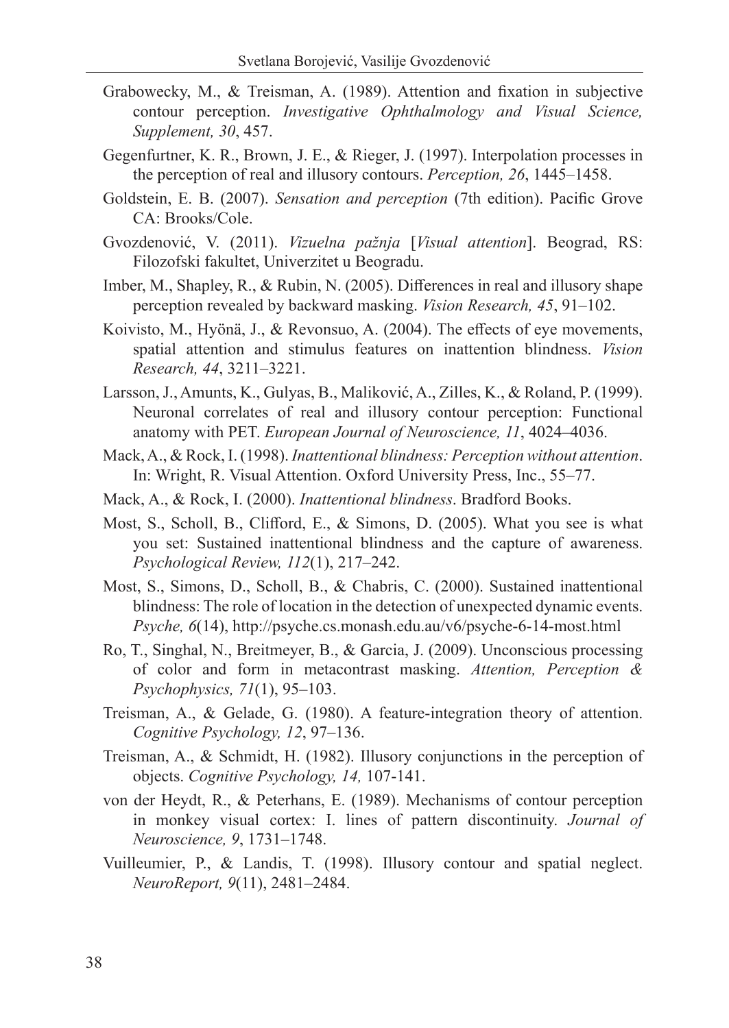Grabowecky, M., & Treisman, A. (1989). Attention and fixation in subjective contour perception. *Investigative Ophthalmology and Visual Science, Supplement, 30*, 457.

Gegenfurtner, K. R., Brown, J. E., & Rieger, J. (1997). Interpolation processes in the perception of real and illusory contours. *Perception, 26*, 1445–1458.

Goldstein, E. B. (2007). *Sensation and perception* (7th edition). Pacific Grove CA: Brooks/Cole.

Gvozdenović, V. (2011). *Vizuelna pažnja* [*Visual attention*]. Beograd, RS: Filozofski fakultet, Univerzitet u Beogradu.

Imber, M., Shapley, R., & Rubin, N. (2005). Differences in real and illusory shape perception revealed by backward masking. *Vision Research, 45*, 91–102.

Koivisto, M., Hyönä, J., & Revonsuo, A. (2004). The effects of eye movements, spatial attention and stimulus features on inattention blindness. *Vision Research, 44*, 3211–3221.

Larsson, J., Amunts, K., Gulyas, B., Maliković, A., Zilles, K., & Roland, P. (1999). Neuronal correlates of real and illusory contour perception: Functional anatomy with PET. *European Journal of Neuroscience, 11*, 4024–4036.

Mack, A., & Rock, I. (1998). *Inattentional blindness: Perception without attention*. In: Wright, R. Visual Attention. Oxford University Press, Inc., 55–77.

Mack, A., & Rock, I. (2000). *Inattentional blindness*. Bradford Books.

Most, S., Scholl, B., Clifford, E., & Simons, D. (2005). What you see is what you set: Sustained inattentional blindness and the capture of awareness. *Psychological Review, 112*(1), 217–242.

Most, S., Simons, D., Scholl, B., & Chabris, C. (2000). Sustained inattentional blindness: The role of location in the detection of unexpected dynamic events. *Psyche, 6*(14), http://psyche.cs.monash.edu.au/v6/psyche-6-14-most.html

Ro, T., Singhal, N., Breitmeyer, B., & Garcia, J. (2009). Unconscious processing of color and form in metacontrast masking. *Attention, Perception & Psychophysics, 71*(1), 95–103.

Treisman, A., & Gelade, G. (1980). A feature-integration theory of attention. *Cognitive Psychology, 12*, 97–136.

Treisman, A., & Schmidt, H. (1982). Illusory conjunctions in the perception of objects. *Cognitive Psychology, 14,* 107-141.

von der Heydt, R., & Peterhans, E. (1989). Mechanisms of contour perception in monkey visual cortex: I. lines of pattern discontinuity. *Journal of Neuroscience, 9*, 1731–1748.

Vuilleumier, P., & Landis, T. (1998). Illusory contour and spatial neglect. *NeuroReport, 9*(11), 2481–2484.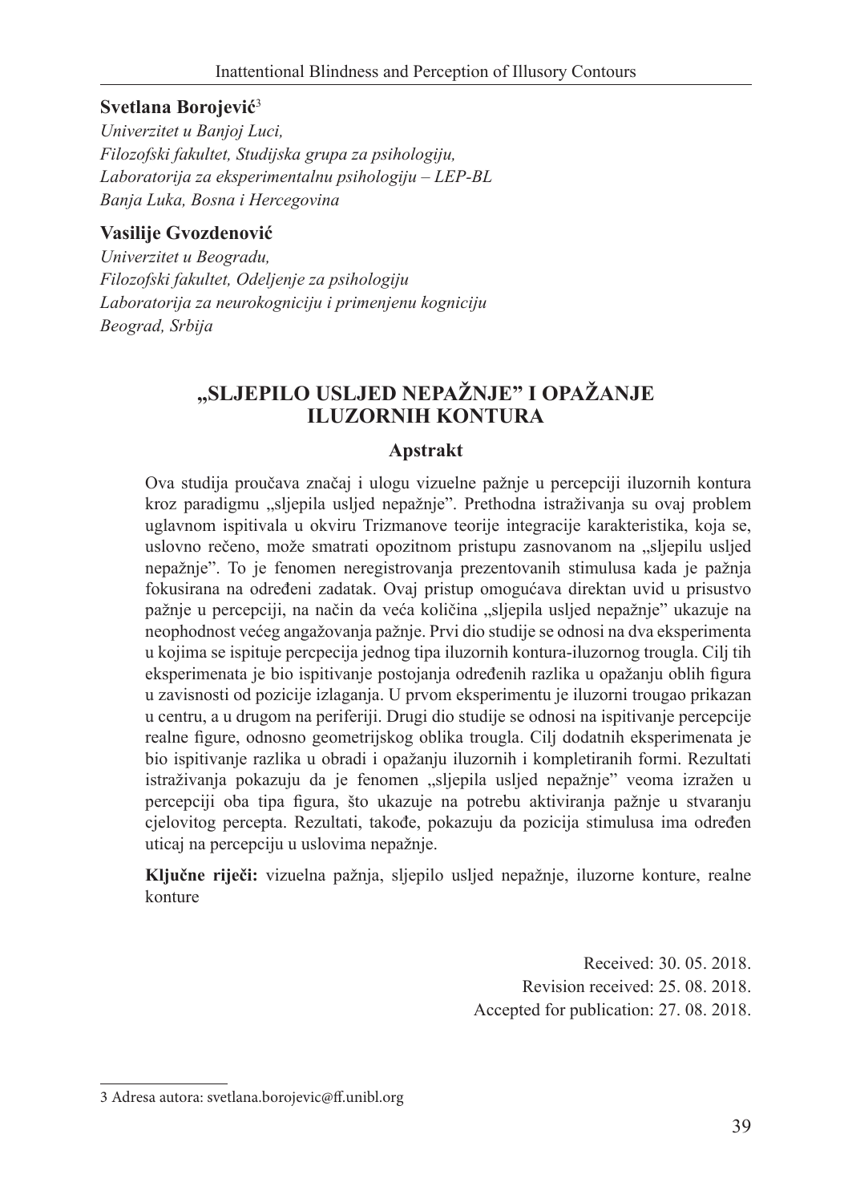**Svetlana Borojević**[3]
*Univerzitet u Banjoj Luci,*
*Filozofski fakultet, Studijska grupa za psihologiju,*
*Laboratorija za eksperimentalnu psihologiju – LEP-BL*
*Banja Luka, Bosna i Hercegovina*

**Vasilije Gvozdenović**
*Univerzitet u Beogradu,*
*Filozofski fakultet, Odeljenje za psihologiju*
*Laboratorija za neurokogniciju i primenjenu kogniciju*
*Beograd, Srbija*

# „SLJEPILO USLJED NEPAŽNJE" I OPAŽANJE ILUZORNIH KONTURA

## Apstrakt

Ova studija proučava značaj i ulogu vizuelne pažnje u percepciji iluzornih kontura kroz paradigmu „sljepila usljed nepažnje". Prethodna istraživanja su ovaj problem uglavnom ispitivala u okviru Trizmanove teorije integracije karakteristika, koja se, uslovno rečeno, može smatrati opozitnom pristupu zasnovanom na „sljepilu usljed nepažnje". To je fenomen neregistrovanja prezentovanih stimulusa kada je pažnja fokusirana na određeni zadatak. Ovaj pristup omogućava direktan uvid u prisustvo pažnje u percepciji, na način da veća količina „sljepila usljed nepažnje" ukazuje na neophodnost većeg angažovanja pažnje. Prvi dio studije se odnosi na dva eksperimenta u kojima se ispituje percepcija jednog tipa iluzornih kontura-iluzornog trougla. Cilj tih eksperimenata je bio ispitivanje postojanja određenih razlika u opažanju oblih figura u zavisnosti od pozicije izlaganja. U prvom eksperimentu je iluzorni trougao prikazan u centru, a u drugom na periferiji. Drugi dio studije se odnosi na ispitivanje percepcije realne figure, odnosno geometrijskog oblika trougla. Cilj dodatnih eksperimenata je bio ispitivanje razlika u obradi i opažanju iluzornih i kompletiranih formi. Rezultati istraživanja pokazuju da je fenomen „sljepila usljed nepažnje" veoma izražen u percepciji oba tipa figura, što ukazuje na potrebu aktiviranja pažnje u stvaranju cjelovitog percepta. Rezultati, takođe, pokazuju da pozicija stimulusa ima određen uticaj na percepciju u uslovima nepažnje.

**Ključne riječi:** vizuelna pažnja, sljepilo usljed nepažnje, iluzorne konture, realne konture

Received: 30. 05. 2018.
Revision received: 25. 08. 2018.
Accepted for publication: 27. 08. 2018.

---

[3] Adresa autora: svetlana.borojevic@ff.unibl.org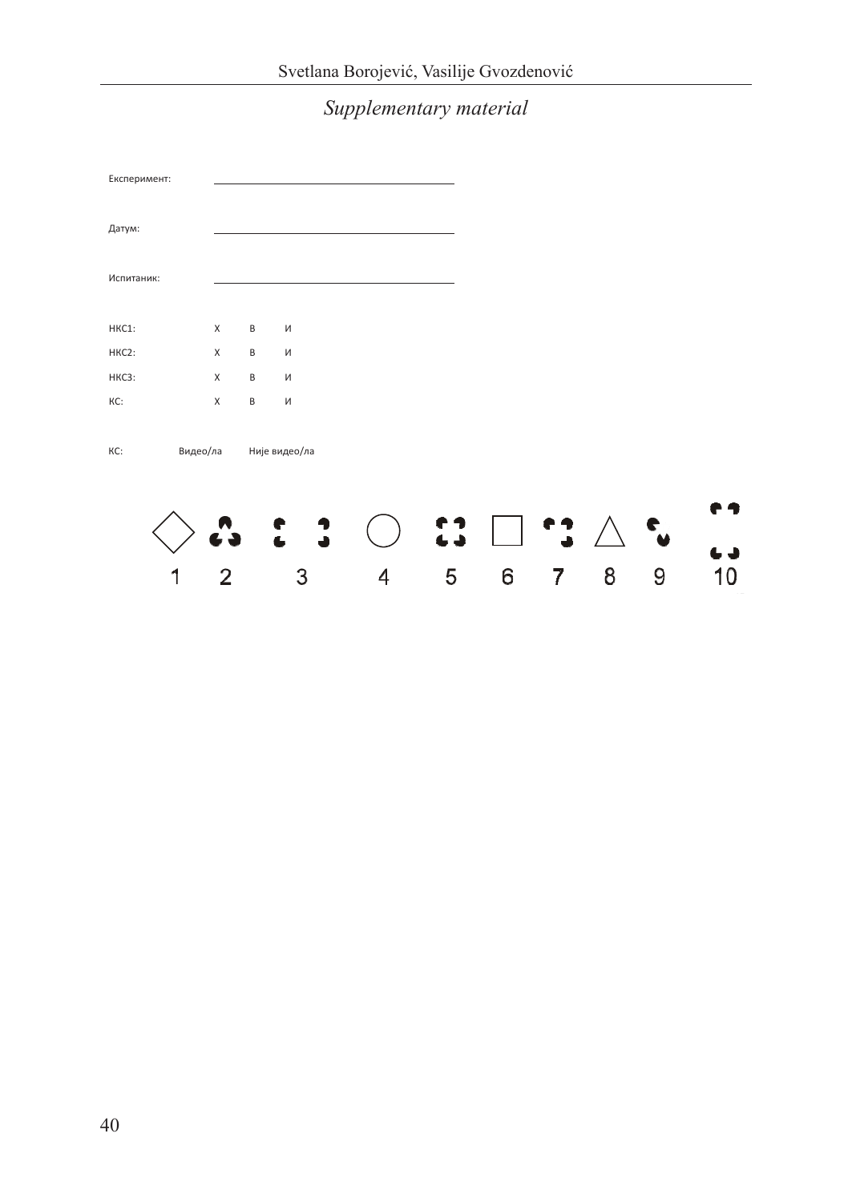# *Supplementary material*

Експеримент: \_\_\_\_\_\_\_\_\_\_\_\_\_\_\_\_\_\_\_\_\_\_\_\_\_\_\_\_\_\_

Датум: \_\_\_\_\_\_\_\_\_\_\_\_\_\_\_\_\_\_\_\_\_\_\_\_\_\_\_\_\_\_

Испитаник: \_\_\_\_\_\_\_\_\_\_\_\_\_\_\_\_\_\_\_\_\_\_\_\_\_\_\_\_\_\_

| | | | |
|---|---|---|---|
| НКС1: | Х | В | И |
| НКС2: | Х | В | И |
| НКС3: | Х | В | И |
| КС: | Х | В | И |

КС: Видео/ла Није видео/ла

1 2 3 4 5 6 7 8 9 10